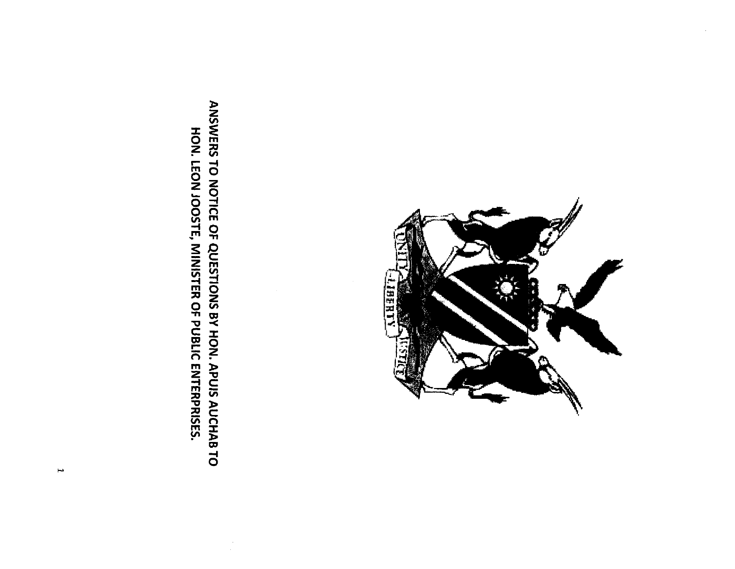**ANSWERS TO NOTICE OF QUESTIONS BY HON. APUIS AUCHAB TO HON. LEON JOOSTE, MINISTER OF PUBLIC ENTERPRISES.**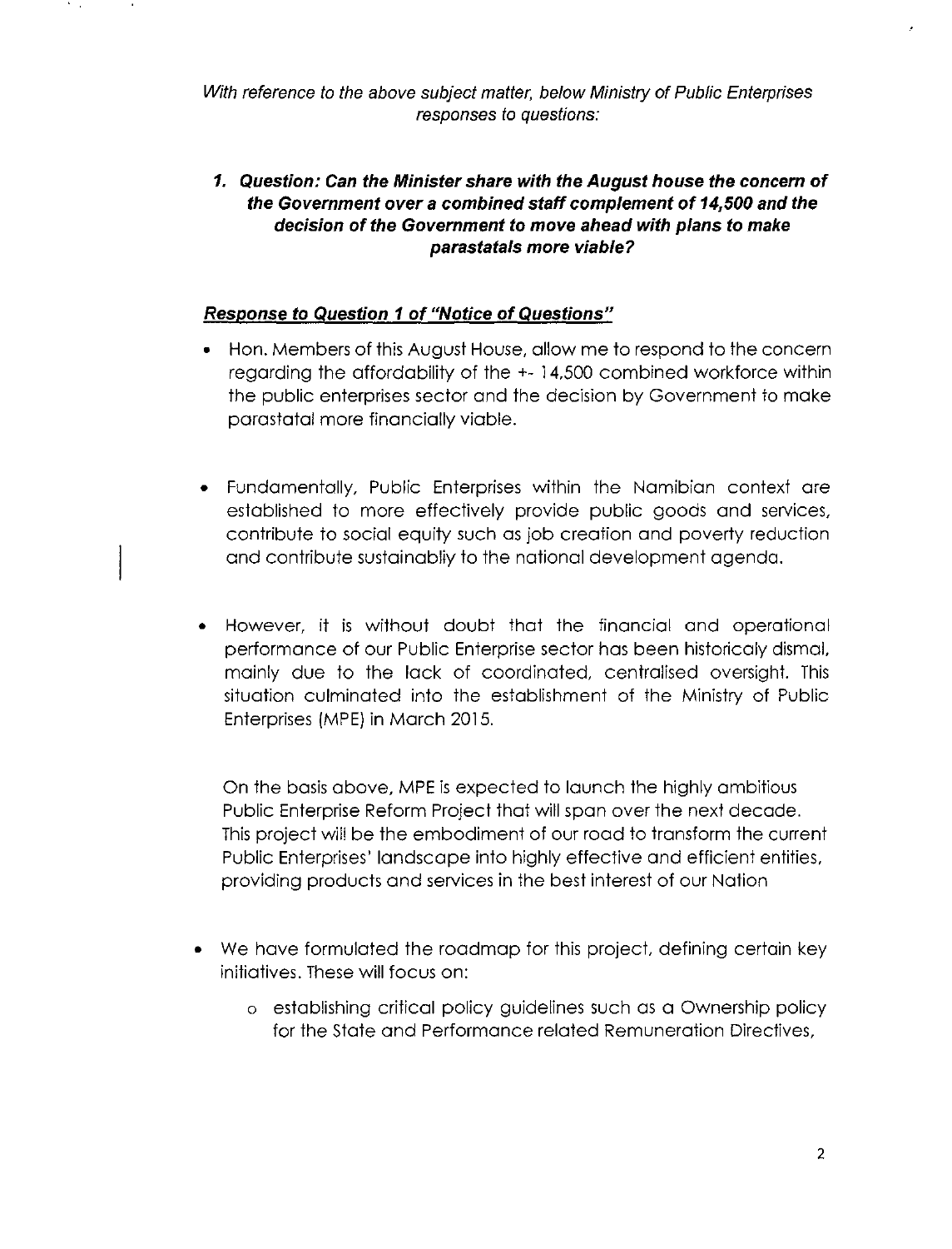*With reference to the above subject matter, below Ministry of Public Enterprises responses to questions:*

1. ***Question: Can the Minister share with the August house the concern of the Government over a combined staff complement of 14,500 and the decision of the Government to move ahead with plans to make parastatals more viable?***

***Response to Question 1 of "Notice of Questions"***

- Hon. Members of this August House, allow me to respond to the concern regarding the affordability of the +- 14,500 combined workforce within the public enterprises sector and the decision by Government to make parastatal more financially viable.

- Fundamentally, Public Enterprises within the Namibian context are established to more effectively provide public goods and services, contribute to social equity such as job creation and poverty reduction and contribute sustainabliy to the national development agenda.

- However, it is without doubt that the financial and operational performance of our Public Enterprise sector has been historicaly dismal, mainly due to the lack of coordinated, centralised oversight. This situation culminated into the establishment of the Ministry of Public Enterprises (MPE) in March 2015.

  On the basis above, MPE is expected to launch the highly ambitious Public Enterprise Reform Project that will span over the next decade. This project will be the embodiment of our road to transform the current Public Enterprises' landscape into highly effective and efficient entities, providing products and services in the best interest of our Nation

- We have formulated the roadmap for this project, defining certain key initiatives. These will focus on:
  - establishing critical policy guidelines such as a Ownership policy for the State and Performance related Remuneration Directives,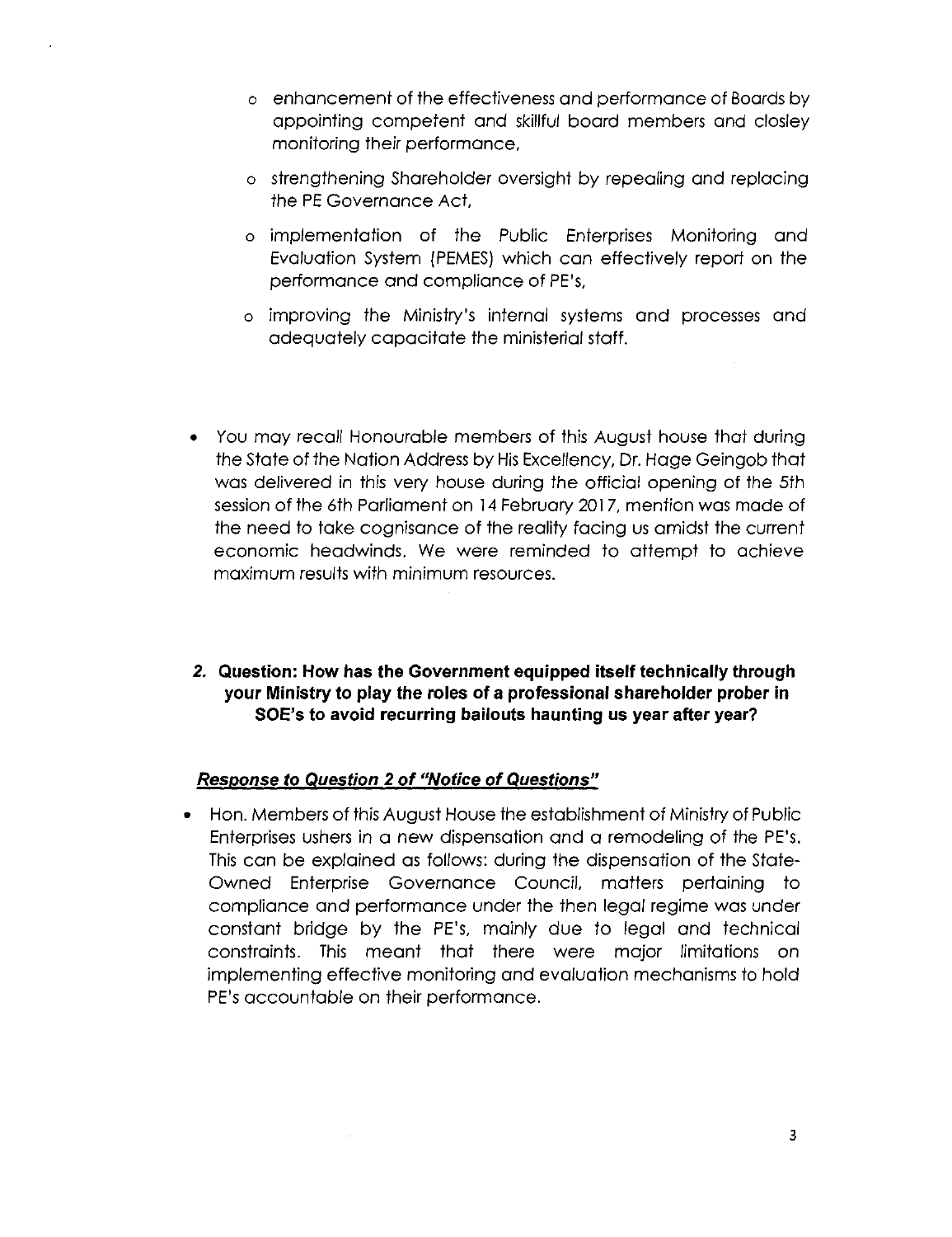- enhancement of the effectiveness and performance of Boards by appointing competent and skillful board members and closley monitoring their performance,
  - strengthening Shareholder oversight by repealing and replacing the PE Governance Act,
  - implementation of the Public Enterprises Monitoring and Evaluation System (PEMES) which can effectively report on the performance and compliance of PE's,
  - improving the Ministry's internal systems and processes and adequately capacitate the ministerial staff.

- You may recall Honourable members of this August house that during the State of the Nation Address by His Excellency, Dr. Hage Geingob that was delivered in this very house during the official opening of the 5th session of the 6th Parliament on 14 February 2017, mention was made of the need to take cognisance of the reality facing us amidst the current economic headwinds. We were reminded to attempt to achieve maximum results with minimum resources.

**2. Question: How has the Government equipped itself technically through your Ministry to play the roles of a professional shareholder prober in SOE's to avoid recurring bailouts haunting us year after year?**

***Response to Question 2 of "Notice of Questions"***

- Hon. Members of this August House the establishment of Ministry of Public Enterprises ushers in a new dispensation and a remodeling of the PE's. This can be explained as follows: during the dispensation of the State-Owned Enterprise Governance Council, matters pertaining to compliance and performance under the then legal regime was under constant bridge by the PE's, mainly due to legal and technical constraints. This meant that there were major limitations on implementing effective monitoring and evaluation mechanisms to hold PE's accountable on their performance.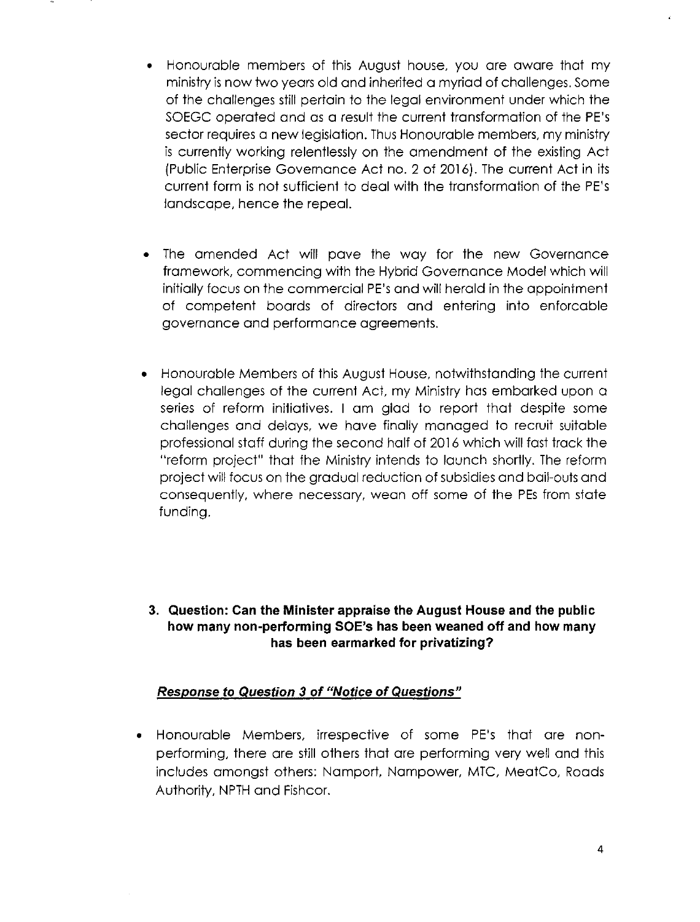- Honourable members of this August house, you are aware that my ministry is now two years old and inherited a myriad of challenges. Some of the challenges still pertain to the legal environment under which the SOEGC operated and as a result the current transformation of the PE's sector requires a new legislation. Thus Honourable members, my ministry is currently working relentlessly on the amendment of the existing Act (Public Enterprise Governance Act no. 2 of 2016). The current Act in its current form is not sufficient to deal with the transformation of the PE's landscape, hence the repeal.

- The amended Act will pave the way for the new Governance framework, commencing with the Hybrid Governance Model which will initially focus on the commercial PE's and will herald in the appointment of competent boards of directors and entering into enforcable governance and performance agreements.

- Honourable Members of this August House, notwithstanding the current legal challenges of the current Act, my Ministry has embarked upon a series of reform initiatives. I am glad to report that despite some challenges and delays, we have finally managed to recruit suitable professional staff during the second half of 2016 which will fast track the "reform project" that the Ministry intends to launch shortly. The reform project will focus on the gradual reduction of subsidies and bail-outs and consequently, where necessary, wean off some of the PEs from state funding.

**3. Question: Can the Minister appraise the August House and the public how many non-performing SOE's has been weaned off and how many has been earmarked for privatizing?**

***Response to Question 3 of "Notice of Questions"***

- Honourable Members, irrespective of some PE's that are non-performing, there are still others that are performing very well and this includes amongst others: Namport, Nampower, MTC, MeatCo, Roads Authority, NPTH and Fishcor.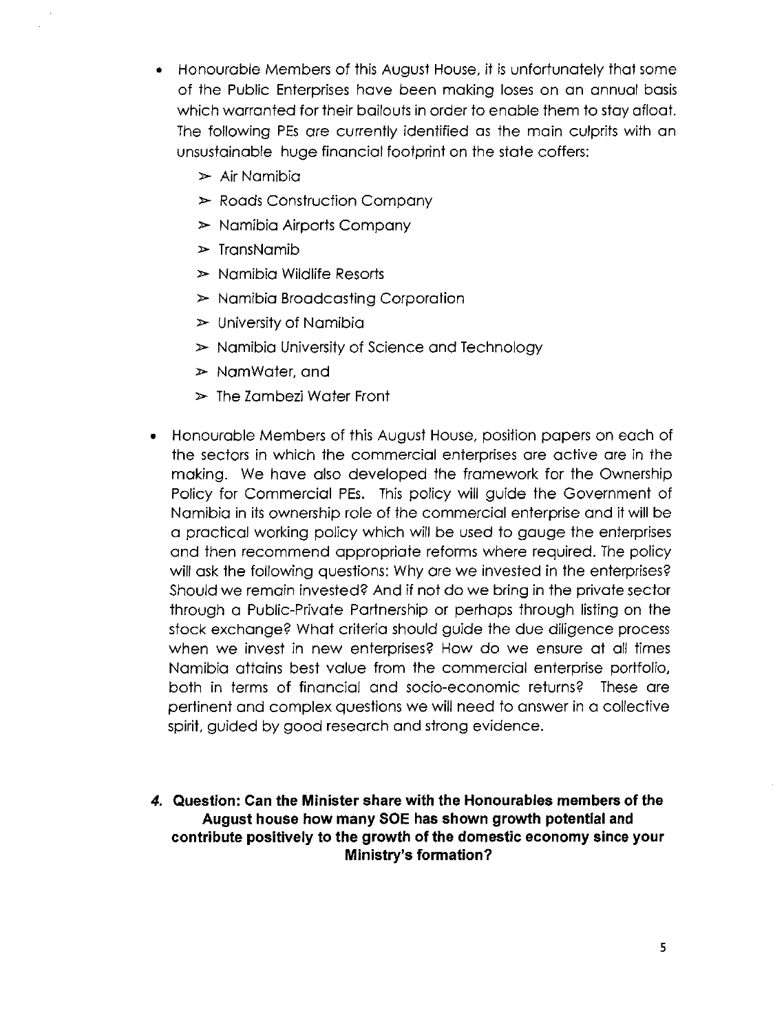- Honourable Members of this August House, it is unfortunately that some of the Public Enterprises have been making loses on an annual basis which warranted for their bailouts in order to enable them to stay afloat. The following PEs are currently identified as the main culprits with an unsustainable huge financial footprint on the state coffers:
    - Air Namibia
    - Roads Construction Company
    - Namibia Airports Company
    - TransNamib
    - Namibia Wildlife Resorts
    - Namibia Broadcasting Corporation
    - University of Namibia
    - Namibia University of Science and Technology
    - NamWater, and
    - The Zambezi Water Front

- Honourable Members of this August House, position papers on each of the sectors in which the commercial enterprises are active are in the making. We have also developed the framework for the Ownership Policy for Commercial PEs. This policy will guide the Government of Namibia in its ownership role of the commercial enterprise and it will be a practical working policy which will be used to gauge the enterprises and then recommend appropriate reforms where required. The policy will ask the following questions: Why are we invested in the enterprises? Should we remain invested? And if not do we bring in the private sector through a Public-Private Partnership or perhaps through listing on the stock exchange? What criteria should guide the due diligence process when we invest in new enterprises? How do we ensure at all times Namibia attains best value from the commercial enterprise portfolio, both in terms of financial and socio-economic returns? These are pertinent and complex questions we will need to answer in a collective spirit, guided by good research and strong evidence.

***4.* Question: Can the Minister share with the Honourables members of the August house how many SOE has shown growth potential and contribute positively to the growth of the domestic economy since your Ministry's formation?**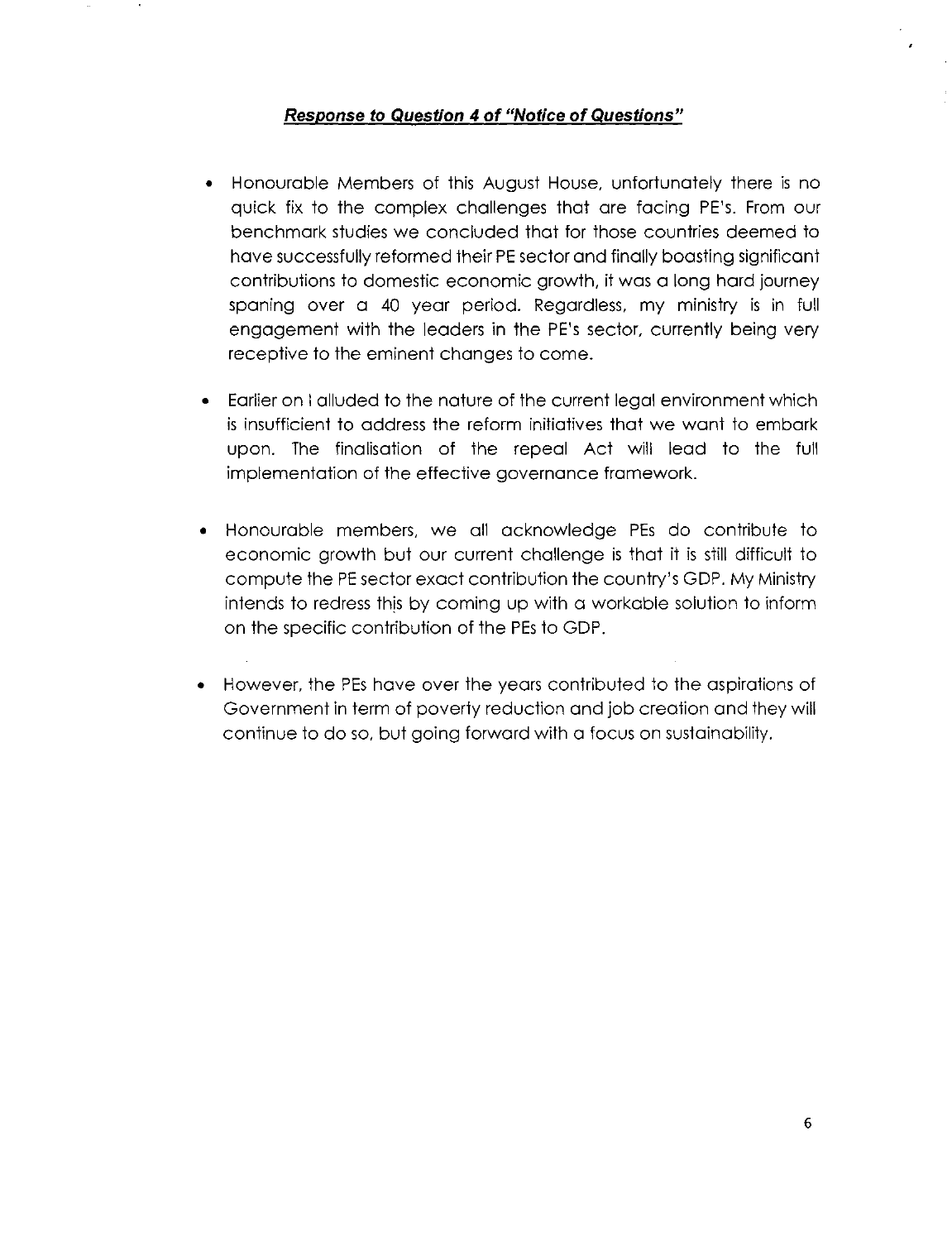***Response to Question 4 of "Notice of Questions"***

- Honourable Members of this August House, unfortunately there is no quick fix to the complex challenges that are facing PE's. From our benchmark studies we concluded that for those countries deemed to have successfully reformed their PE sector and finally boasting significant contributions to domestic economic growth, it was a long hard journey spaning over a 40 year period. Regardless, my ministry is in full engagement with the leaders in the PE's sector, currently being very receptive to the eminent changes to come.

- Earlier on I alluded to the nature of the current legal environment which is insufficient to address the reform initiatives that we want to embark upon. The finalisation of the repeal Act will lead to the full implementation of the effective governance framework.

- Honourable members, we all acknowledge PEs do contribute to economic growth but our current challenge is that it is still difficult to compute the PE sector exact contribution the country's GDP. My Ministry intends to redress this by coming up with a workable solution to inform on the specific contribution of the PEs to GDP.

- However, the PEs have over the years contributed to the aspirations of Government in term of poverty reduction and job creation and they will continue to do so, but going forward with a focus on sustainability.